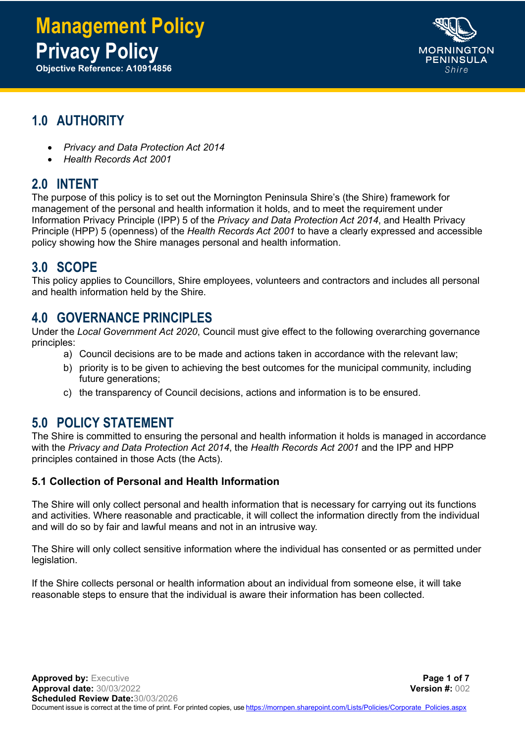# Management Policy
# Privacy Policy

**Objective Reference: A10914856**

## 1.0 AUTHORITY

- *Privacy and Data Protection Act 2014*
- *Health Records Act 2001*

## 2.0 INTENT

The purpose of this policy is to set out the Mornington Peninsula Shire's (the Shire) framework for management of the personal and health information it holds, and to meet the requirement under Information Privacy Principle (IPP) 5 of the *Privacy and Data Protection Act 2014*, and Health Privacy Principle (HPP) 5 (openness) of the *Health Records Act 2001* to have a clearly expressed and accessible policy showing how the Shire manages personal and health information.

## 3.0 SCOPE

This policy applies to Councillors, Shire employees, volunteers and contractors and includes all personal and health information held by the Shire.

## 4.0 GOVERNANCE PRINCIPLES

Under the *Local Government Act 2020*, Council must give effect to the following overarching governance principles:

a) Council decisions are to be made and actions taken in accordance with the relevant law;

b) priority is to be given to achieving the best outcomes for the municipal community, including future generations;

c) the transparency of Council decisions, actions and information is to be ensured.

## 5.0 POLICY STATEMENT

The Shire is committed to ensuring the personal and health information it holds is managed in accordance with the *Privacy and Data Protection Act 2014*, the *Health Records Act 2001* and the IPP and HPP principles contained in those Acts (the Acts).

### 5.1 Collection of Personal and Health Information

The Shire will only collect personal and health information that is necessary for carrying out its functions and activities. Where reasonable and practicable, it will collect the information directly from the individual and will do so by fair and lawful means and not in an intrusive way.

The Shire will only collect sensitive information where the individual has consented or as permitted under legislation.

If the Shire collects personal or health information about an individual from someone else, it will take reasonable steps to ensure that the individual is aware their information has been collected.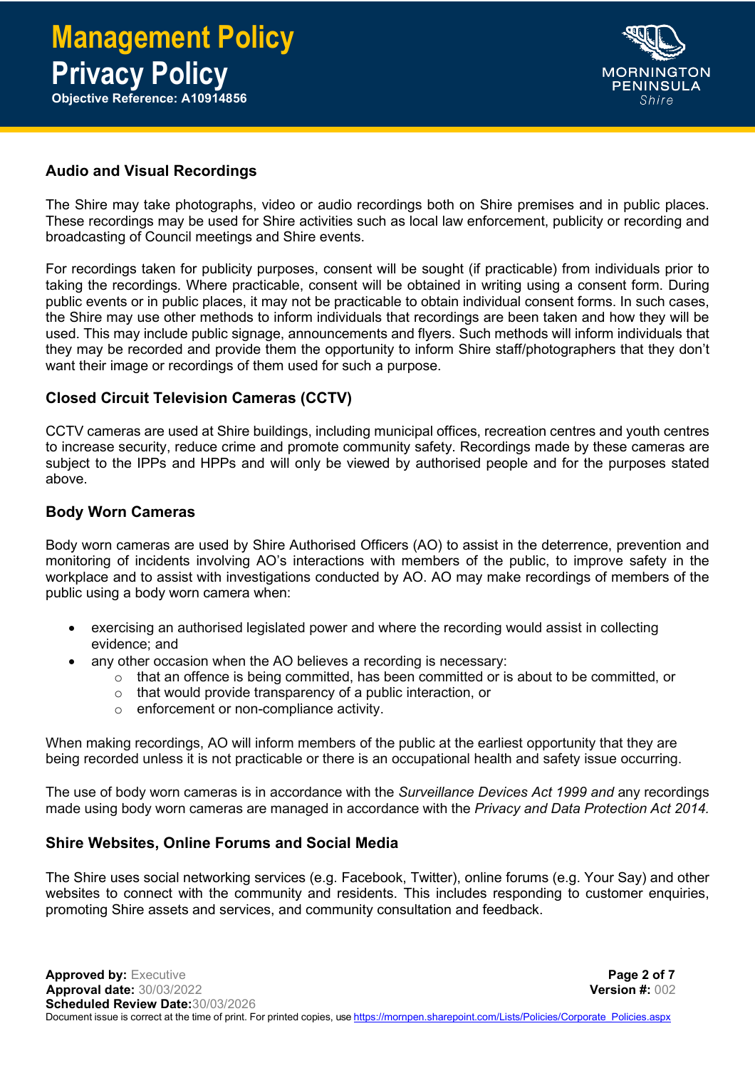## Audio and Visual Recordings

The Shire may take photographs, video or audio recordings both on Shire premises and in public places. These recordings may be used for Shire activities such as local law enforcement, publicity or recording and broadcasting of Council meetings and Shire events.

For recordings taken for publicity purposes, consent will be sought (if practicable) from individuals prior to taking the recordings. Where practicable, consent will be obtained in writing using a consent form. During public events or in public places, it may not be practicable to obtain individual consent forms. In such cases, the Shire may use other methods to inform individuals that recordings are been taken and how they will be used. This may include public signage, announcements and flyers. Such methods will inform individuals that they may be recorded and provide them the opportunity to inform Shire staff/photographers that they don't want their image or recordings of them used for such a purpose.

## Closed Circuit Television Cameras (CCTV)

CCTV cameras are used at Shire buildings, including municipal offices, recreation centres and youth centres to increase security, reduce crime and promote community safety. Recordings made by these cameras are subject to the IPPs and HPPs and will only be viewed by authorised people and for the purposes stated above.

## Body Worn Cameras

Body worn cameras are used by Shire Authorised Officers (AO) to assist in the deterrence, prevention and monitoring of incidents involving AO's interactions with members of the public, to improve safety in the workplace and to assist with investigations conducted by AO. AO may make recordings of members of the public using a body worn camera when:

- exercising an authorised legislated power and where the recording would assist in collecting evidence; and
- any other occasion when the AO believes a recording is necessary:
  - that an offence is being committed, has been committed or is about to be committed, or
  - that would provide transparency of a public interaction, or
  - enforcement or non-compliance activity.

When making recordings, AO will inform members of the public at the earliest opportunity that they are being recorded unless it is not practicable or there is an occupational health and safety issue occurring.

The use of body worn cameras is in accordance with the *Surveillance Devices Act 1999 and* any recordings made using body worn cameras are managed in accordance with the *Privacy and Data Protection Act 2014.*

## Shire Websites, Online Forums and Social Media

The Shire uses social networking services (e.g. Facebook, Twitter), online forums (e.g. Your Say) and other websites to connect with the community and residents. This includes responding to customer enquiries, promoting Shire assets and services, and community consultation and feedback.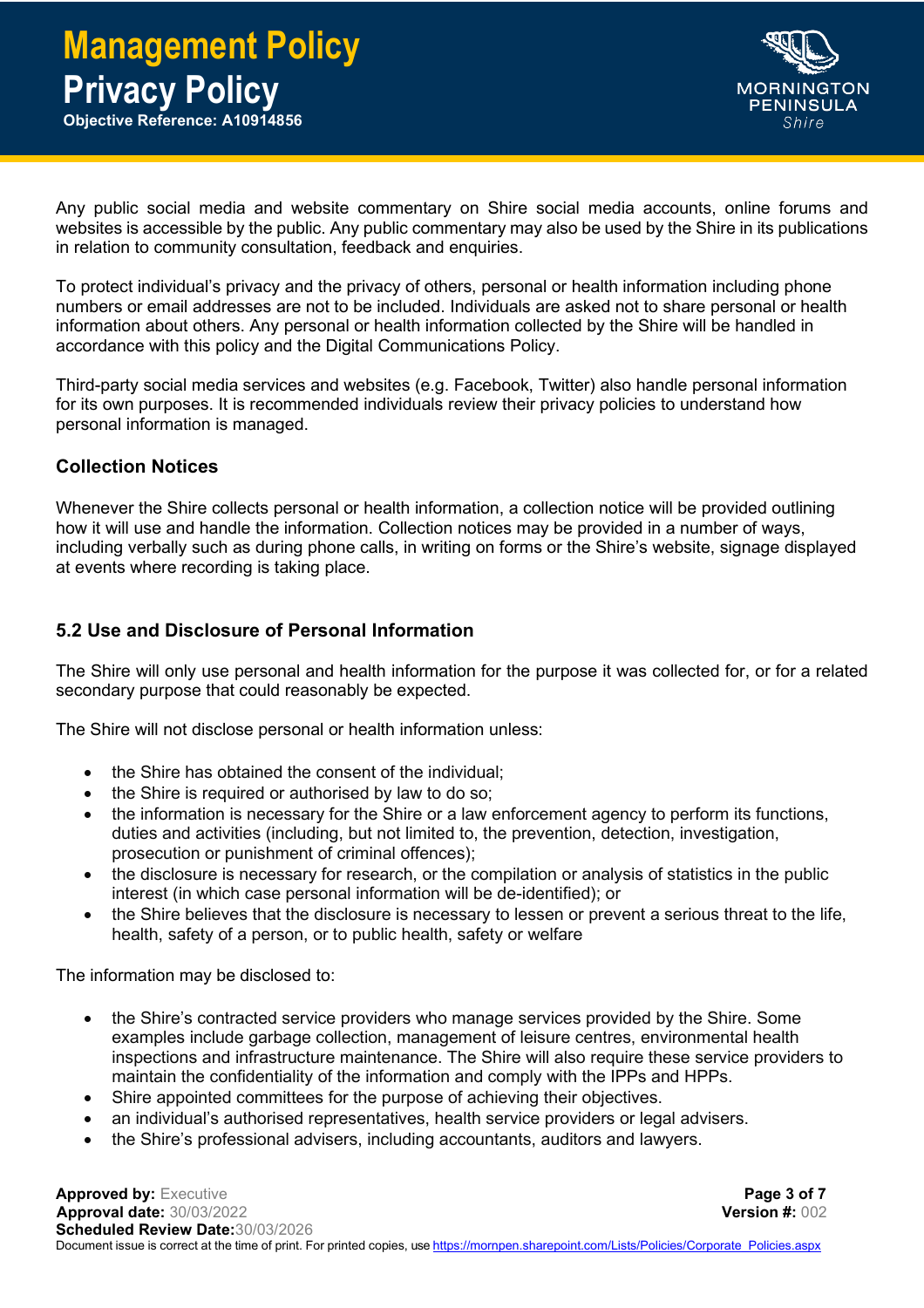Any public social media and website commentary on Shire social media accounts, online forums and websites is accessible by the public. Any public commentary may also be used by the Shire in its publications in relation to community consultation, feedback and enquiries.

To protect individual's privacy and the privacy of others, personal or health information including phone numbers or email addresses are not to be included. Individuals are asked not to share personal or health information about others. Any personal or health information collected by the Shire will be handled in accordance with this policy and the Digital Communications Policy.

Third-party social media services and websites (e.g. Facebook, Twitter) also handle personal information for its own purposes. It is recommended individuals review their privacy policies to understand how personal information is managed.

### Collection Notices

Whenever the Shire collects personal or health information, a collection notice will be provided outlining how it will use and handle the information. Collection notices may be provided in a number of ways, including verbally such as during phone calls, in writing on forms or the Shire's website, signage displayed at events where recording is taking place.

### 5.2 Use and Disclosure of Personal Information

The Shire will only use personal and health information for the purpose it was collected for, or for a related secondary purpose that could reasonably be expected.

The Shire will not disclose personal or health information unless:

- the Shire has obtained the consent of the individual;
- the Shire is required or authorised by law to do so;
- the information is necessary for the Shire or a law enforcement agency to perform its functions, duties and activities (including, but not limited to, the prevention, detection, investigation, prosecution or punishment of criminal offences);
- the disclosure is necessary for research, or the compilation or analysis of statistics in the public interest (in which case personal information will be de-identified); or
- the Shire believes that the disclosure is necessary to lessen or prevent a serious threat to the life, health, safety of a person, or to public health, safety or welfare

The information may be disclosed to:

- the Shire's contracted service providers who manage services provided by the Shire. Some examples include garbage collection, management of leisure centres, environmental health inspections and infrastructure maintenance. The Shire will also require these service providers to maintain the confidentiality of the information and comply with the IPPs and HPPs.
- Shire appointed committees for the purpose of achieving their objectives.
- an individual's authorised representatives, health service providers or legal advisers.
- the Shire's professional advisers, including accountants, auditors and lawyers.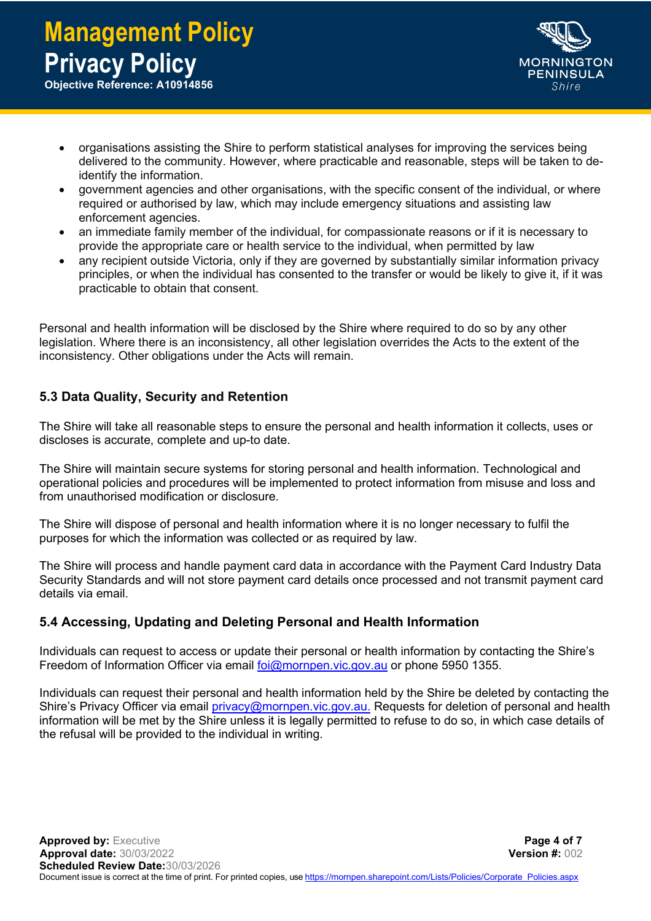- organisations assisting the Shire to perform statistical analyses for improving the services being delivered to the community. However, where practicable and reasonable, steps will be taken to de-identify the information.
- government agencies and other organisations, with the specific consent of the individual, or where required or authorised by law, which may include emergency situations and assisting law enforcement agencies.
- an immediate family member of the individual, for compassionate reasons or if it is necessary to provide the appropriate care or health service to the individual, when permitted by law
- any recipient outside Victoria, only if they are governed by substantially similar information privacy principles, or when the individual has consented to the transfer or would be likely to give it, if it was practicable to obtain that consent.

Personal and health information will be disclosed by the Shire where required to do so by any other legislation. Where there is an inconsistency, all other legislation overrides the Acts to the extent of the inconsistency. Other obligations under the Acts will remain.

### 5.3 Data Quality, Security and Retention

The Shire will take all reasonable steps to ensure the personal and health information it collects, uses or discloses is accurate, complete and up-to date.

The Shire will maintain secure systems for storing personal and health information. Technological and operational policies and procedures will be implemented to protect information from misuse and loss and from unauthorised modification or disclosure.

The Shire will dispose of personal and health information where it is no longer necessary to fulfil the purposes for which the information was collected or as required by law.

The Shire will process and handle payment card data in accordance with the Payment Card Industry Data Security Standards and will not store payment card details once processed and not transmit payment card details via email.

### 5.4 Accessing, Updating and Deleting Personal and Health Information

Individuals can request to access or update their personal or health information by contacting the Shire's Freedom of Information Officer via email foi@mornpen.vic.gov.au or phone 5950 1355.

Individuals can request their personal and health information held by the Shire be deleted by contacting the Shire's Privacy Officer via email privacy@mornpen.vic.gov.au. Requests for deletion of personal and health information will be met by the Shire unless it is legally permitted to refuse to do so, in which case details of the refusal will be provided to the individual in writing.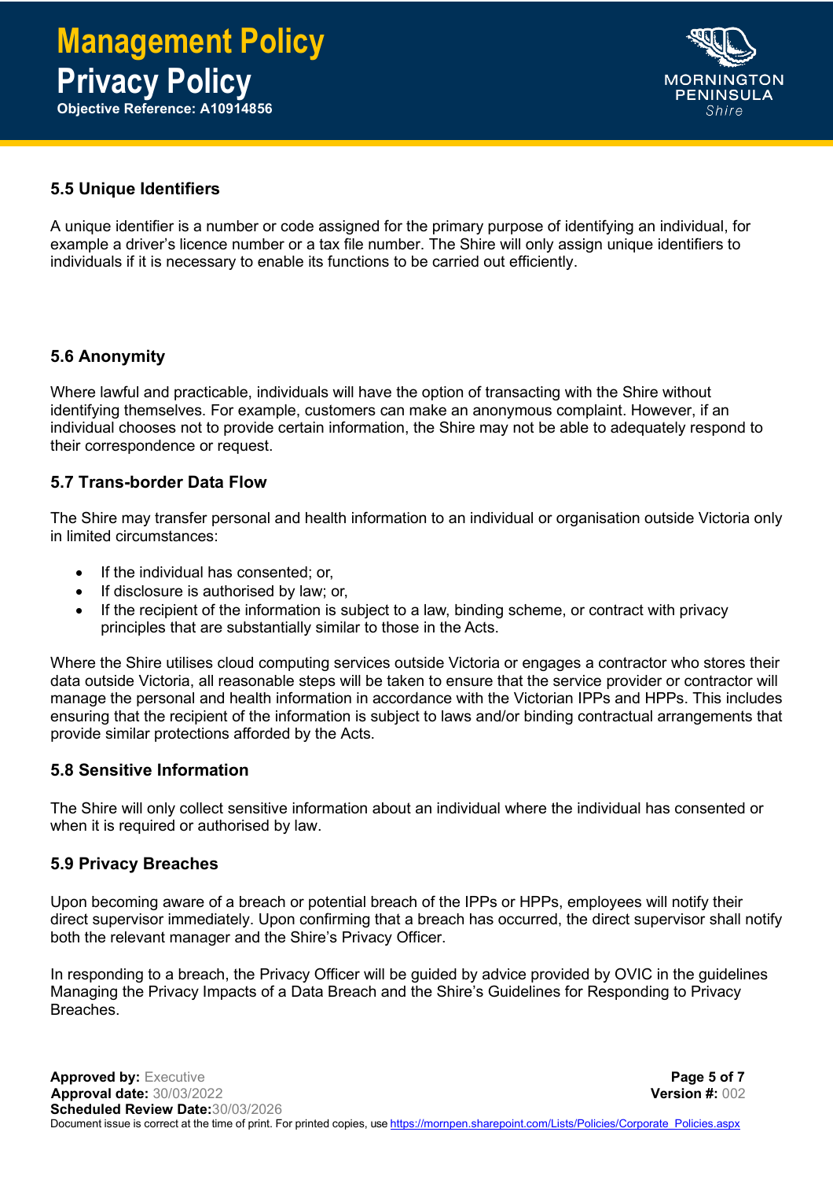### 5.5 Unique Identifiers

A unique identifier is a number or code assigned for the primary purpose of identifying an individual, for example a driver's licence number or a tax file number. The Shire will only assign unique identifiers to individuals if it is necessary to enable its functions to be carried out efficiently.

### 5.6 Anonymity

Where lawful and practicable, individuals will have the option of transacting with the Shire without identifying themselves. For example, customers can make an anonymous complaint. However, if an individual chooses not to provide certain information, the Shire may not be able to adequately respond to their correspondence or request.

### 5.7 Trans-border Data Flow

The Shire may transfer personal and health information to an individual or organisation outside Victoria only in limited circumstances:

- If the individual has consented; or,
- If disclosure is authorised by law; or,
- If the recipient of the information is subject to a law, binding scheme, or contract with privacy principles that are substantially similar to those in the Acts.

Where the Shire utilises cloud computing services outside Victoria or engages a contractor who stores their data outside Victoria, all reasonable steps will be taken to ensure that the service provider or contractor will manage the personal and health information in accordance with the Victorian IPPs and HPPs. This includes ensuring that the recipient of the information is subject to laws and/or binding contractual arrangements that provide similar protections afforded by the Acts.

### 5.8 Sensitive Information

The Shire will only collect sensitive information about an individual where the individual has consented or when it is required or authorised by law.

### 5.9 Privacy Breaches

Upon becoming aware of a breach or potential breach of the IPPs or HPPs, employees will notify their direct supervisor immediately. Upon confirming that a breach has occurred, the direct supervisor shall notify both the relevant manager and the Shire's Privacy Officer.

In responding to a breach, the Privacy Officer will be guided by advice provided by OVIC in the guidelines Managing the Privacy Impacts of a Data Breach and the Shire's Guidelines for Responding to Privacy Breaches.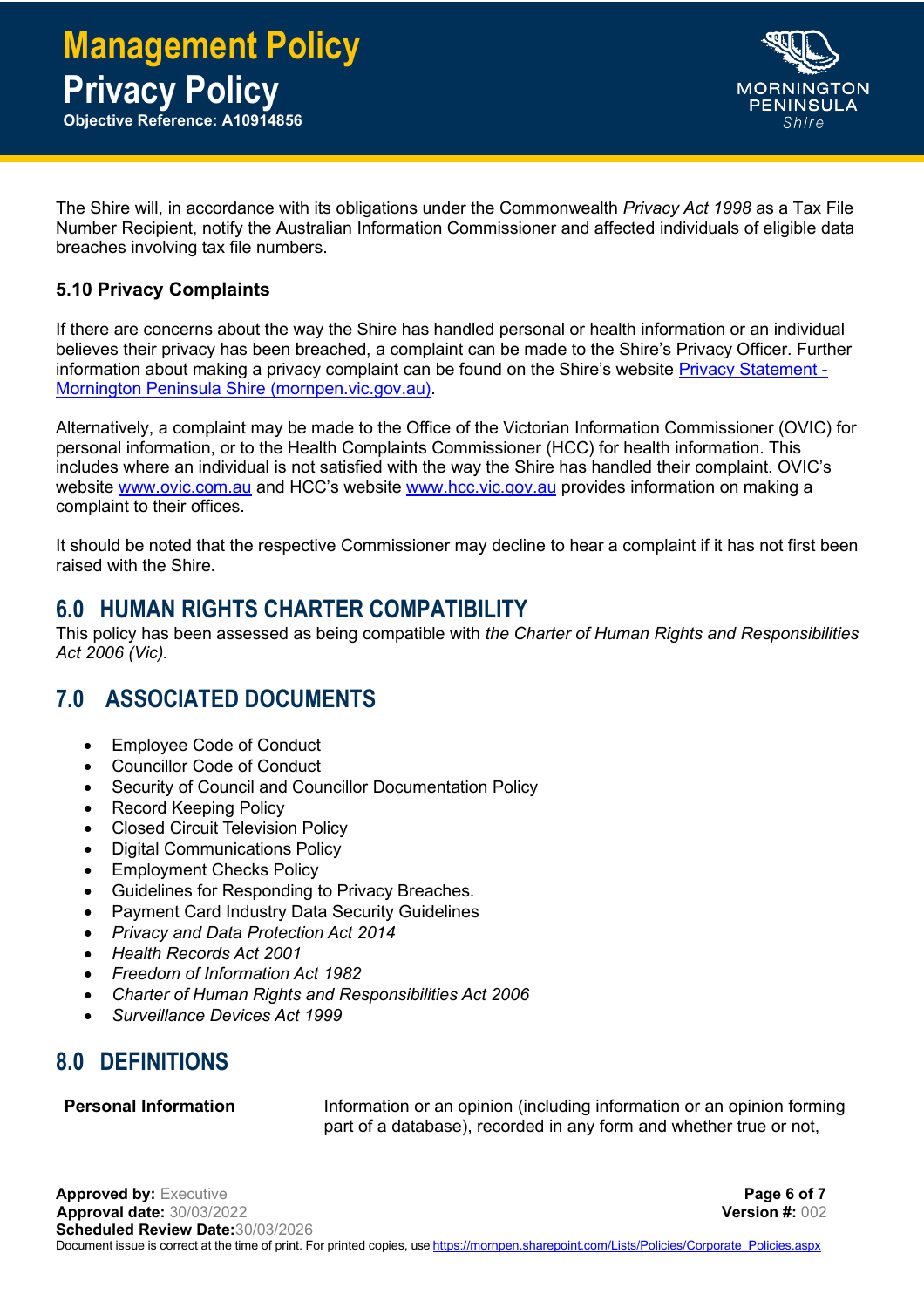The Shire will, in accordance with its obligations under the Commonwealth *Privacy Act 1998* as a Tax File Number Recipient, notify the Australian Information Commissioner and affected individuals of eligible data breaches involving tax file numbers.

### 5.10 Privacy Complaints

If there are concerns about the way the Shire has handled personal or health information or an individual believes their privacy has been breached, a complaint can be made to the Shire's Privacy Officer. Further information about making a privacy complaint can be found on the Shire's website [Privacy Statement - Mornington Peninsula Shire (mornpen.vic.gov.au)](mornpen.vic.gov.au).

Alternatively, a complaint may be made to the Office of the Victorian Information Commissioner (OVIC) for personal information, or to the Health Complaints Commissioner (HCC) for health information. This includes where an individual is not satisfied with the way the Shire has handled their complaint. OVIC's website [www.ovic.com.au](www.ovic.com.au) and HCC's website [www.hcc.vic.gov.au](www.hcc.vic.gov.au) provides information on making a complaint to their offices.

It should be noted that the respective Commissioner may decline to hear a complaint if it has not first been raised with the Shire.

## 6.0 HUMAN RIGHTS CHARTER COMPATIBILITY

This policy has been assessed as being compatible with *the Charter of Human Rights and Responsibilities Act 2006 (Vic).*

## 7.0 ASSOCIATED DOCUMENTS

- Employee Code of Conduct
- Councillor Code of Conduct
- Security of Council and Councillor Documentation Policy
- Record Keeping Policy
- Closed Circuit Television Policy
- Digital Communications Policy
- Employment Checks Policy
- Guidelines for Responding to Privacy Breaches.
- Payment Card Industry Data Security Guidelines
- *Privacy and Data Protection Act 2014*
- *Health Records Act 2001*
- *Freedom of Information Act 1982*
- *Charter of Human Rights and Responsibilities Act 2006*
- *Surveillance Devices Act 1999*

## 8.0 DEFINITIONS

| | |
|---|---|
| **Personal Information** | Information or an opinion (including information or an opinion forming part of a database), recorded in any form and whether true or not, |

**Approved by:** Executive
**Approval date:** 30/03/2022
**Scheduled Review Date:** 30/03/2026
**Version #:** 002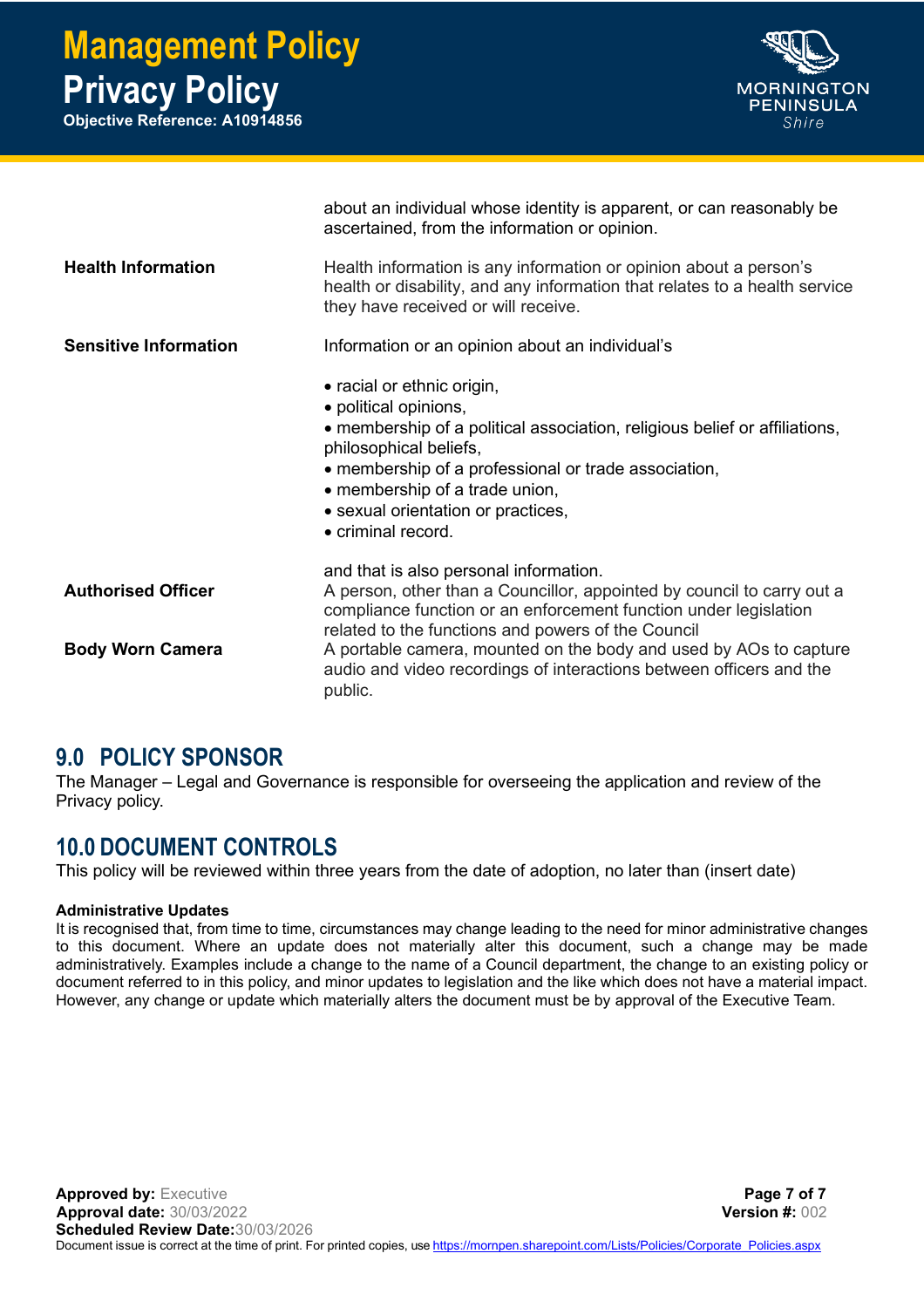| | |
|---|---|
| | about an individual whose identity is apparent, or can reasonably be ascertained, from the information or opinion. |
| **Health Information** | Health information is any information or opinion about a person's health or disability, and any information that relates to a health service they have received or will receive. |
| **Sensitive Information** | Information or an opinion about an individual's<br><br>• racial or ethnic origin,<br>• political opinions,<br>• membership of a political association, religious belief or affiliations, philosophical beliefs,<br>• membership of a professional or trade association,<br>• membership of a trade union,<br>• sexual orientation or practices,<br>• criminal record.<br><br>and that is also personal information. |
| **Authorised Officer** | A person, other than a Councillor, appointed by council to carry out a compliance function or an enforcement function under legislation related to the functions and powers of the Council |
| **Body Worn Camera** | A portable camera, mounted on the body and used by AOs to capture audio and video recordings of interactions between officers and the public. |

## 9.0 POLICY SPONSOR

The Manager – Legal and Governance is responsible for overseeing the application and review of the Privacy policy.

## 10.0 DOCUMENT CONTROLS

This policy will be reviewed within three years from the date of adoption, no later than (insert date)

**Administrative Updates**

It is recognised that, from time to time, circumstances may change leading to the need for minor administrative changes to this document. Where an update does not materially alter this document, such a change may be made administratively. Examples include a change to the name of a Council department, the change to an existing policy or document referred to in this policy, and minor updates to legislation and the like which does not have a material impact. However, any change or update which materially alters the document must be by approval of the Executive Team.